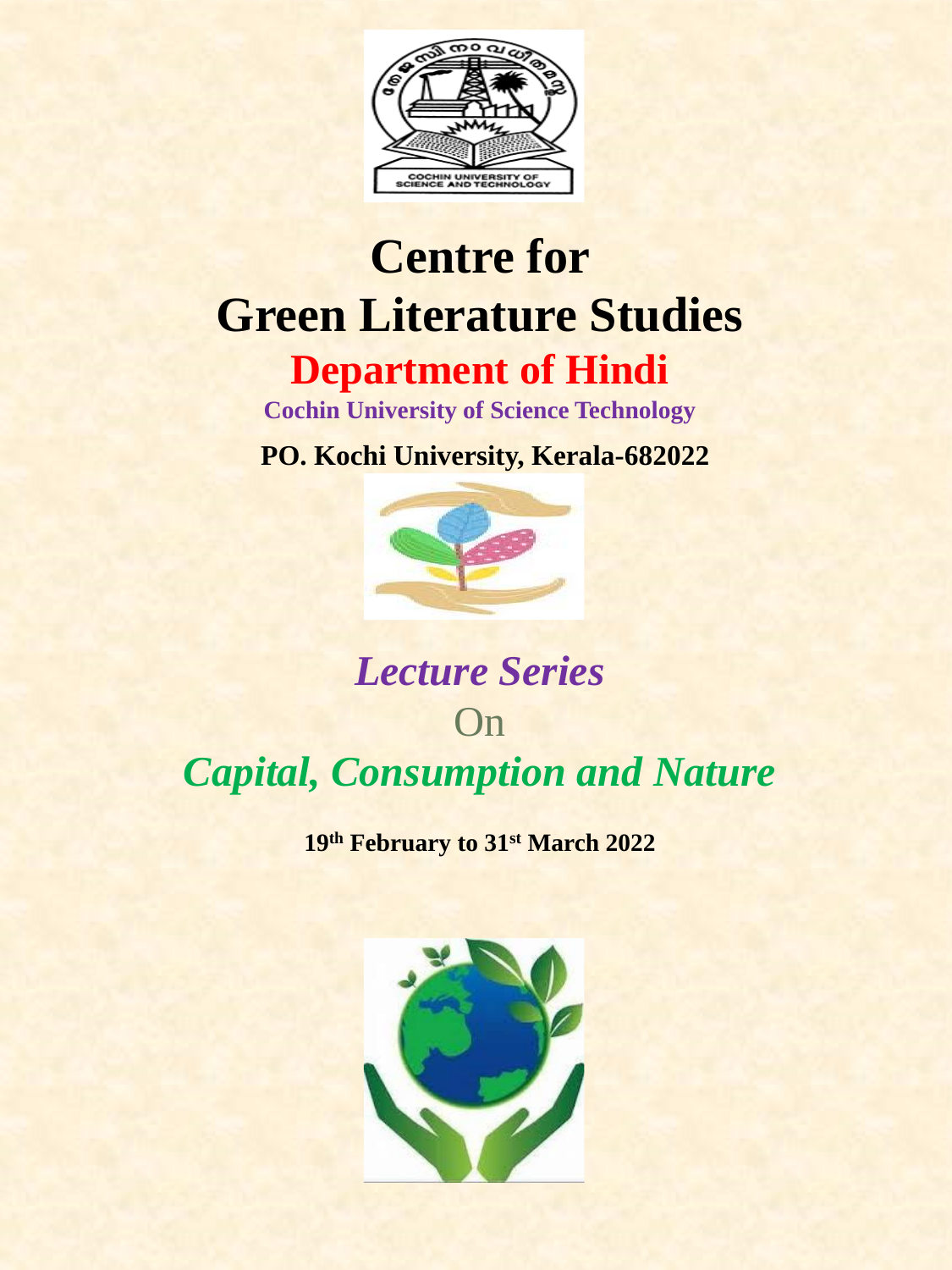# Centre for
# Green Literature Studies

## Department of Hindi

**Cochin University of Science Technology**

**PO. Kochi University, Kerala-682022**

## *Lecture Series*

On

## *Capital, Consumption and Nature*

**19th February to 31st March 2022**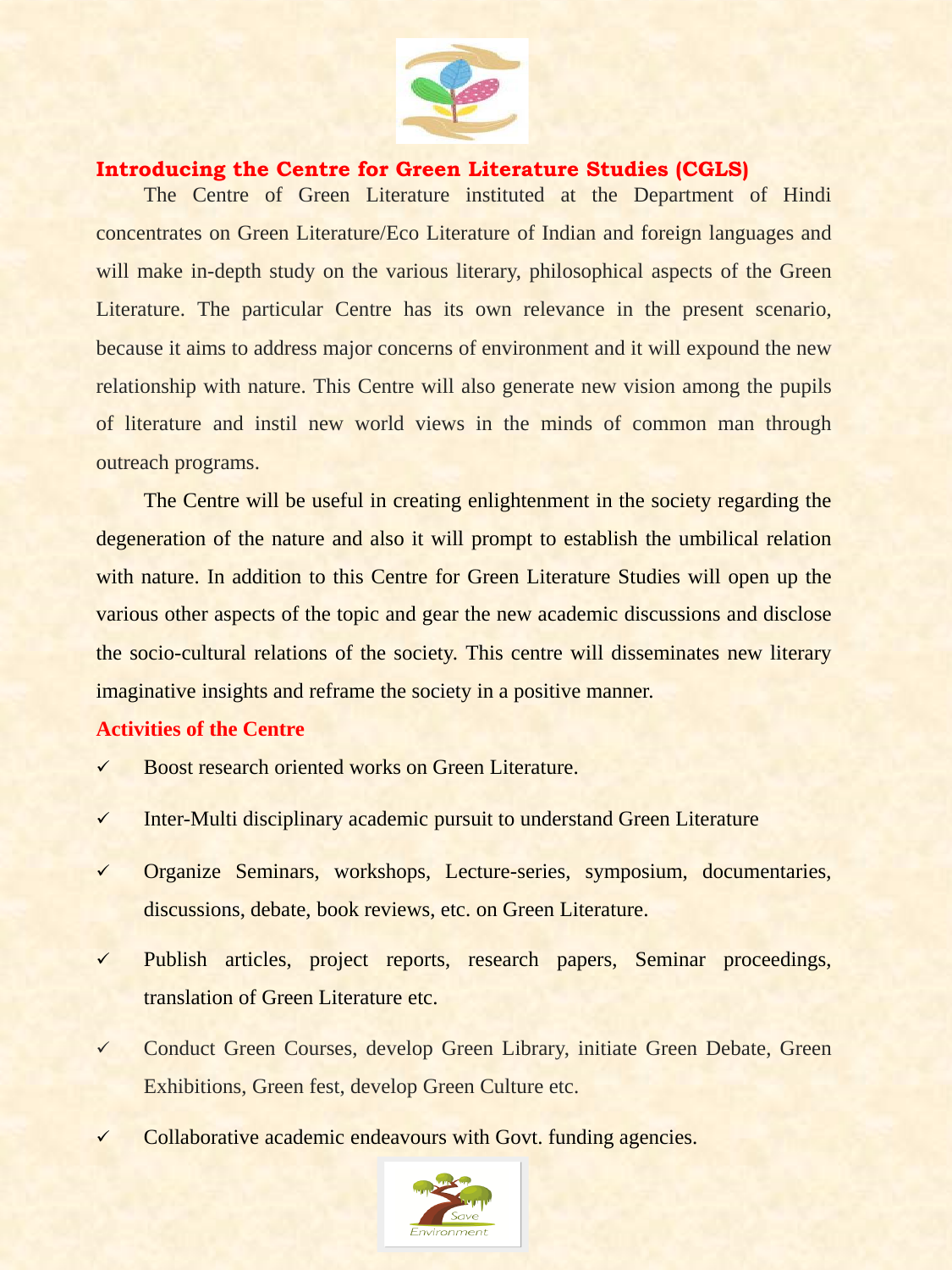## Introducing the Centre for Green Literature Studies (CGLS)

The Centre of Green Literature instituted at the Department of Hindi concentrates on Green Literature/Eco Literature of Indian and foreign languages and will make in-depth study on the various literary, philosophical aspects of the Green Literature. The particular Centre has its own relevance in the present scenario, because it aims to address major concerns of environment and it will expound the new relationship with nature. This Centre will also generate new vision among the pupils of literature and instil new world views in the minds of common man through outreach programs.

The Centre will be useful in creating enlightenment in the society regarding the degeneration of the nature and also it will prompt to establish the umbilical relation with nature. In addition to this Centre for Green Literature Studies will open up the various other aspects of the topic and gear the new academic discussions and disclose the socio-cultural relations of the society. This centre will disseminates new literary imaginative insights and reframe the society in a positive manner.

### Activities of the Centre

- ✓ Boost research oriented works on Green Literature.
- ✓ Inter-Multi disciplinary academic pursuit to understand Green Literature
- ✓ Organize Seminars, workshops, Lecture-series, symposium, documentaries, discussions, debate, book reviews, etc. on Green Literature.
- ✓ Publish articles, project reports, research papers, Seminar proceedings, translation of Green Literature etc.
- ✓ Conduct Green Courses, develop Green Library, initiate Green Debate, Green Exhibitions, Green fest, develop Green Culture etc.
- ✓ Collaborative academic endeavours with Govt. funding agencies.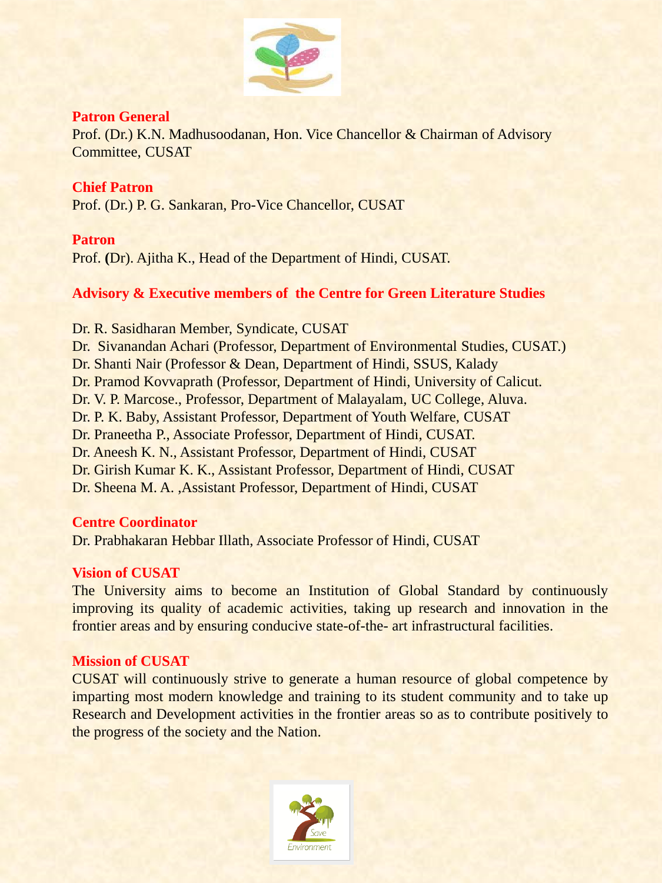**Patron General**

Prof. (Dr.) K.N. Madhusoodanan, Hon. Vice Chancellor & Chairman of Advisory Committee, CUSAT

**Chief Patron**

Prof. (Dr.) P. G. Sankaran, Pro-Vice Chancellor, CUSAT

**Patron**

Prof. **(**Dr). Ajitha K., Head of the Department of Hindi, CUSAT.

**Advisory & Executive members of the Centre for Green Literature Studies**

Dr. R. Sasidharan Member, Syndicate, CUSAT
Dr. Sivanandan Achari (Professor, Department of Environmental Studies, CUSAT.)
Dr. Shanti Nair (Professor & Dean, Department of Hindi, SSUS, Kalady
Dr. Pramod Kovvaprath (Professor, Department of Hindi, University of Calicut.
Dr. V. P. Marcose., Professor, Department of Malayalam, UC College, Aluva.
Dr. P. K. Baby, Assistant Professor, Department of Youth Welfare, CUSAT
Dr. Praneetha P., Associate Professor, Department of Hindi, CUSAT.
Dr. Aneesh K. N., Assistant Professor, Department of Hindi, CUSAT
Dr. Girish Kumar K. K., Assistant Professor, Department of Hindi, CUSAT
Dr. Sheena M. A. ,Assistant Professor, Department of Hindi, CUSAT

**Centre Coordinator**

Dr. Prabhakaran Hebbar Illath, Associate Professor of Hindi, CUSAT

**Vision of CUSAT**

The University aims to become an Institution of Global Standard by continuously improving its quality of academic activities, taking up research and innovation in the frontier areas and by ensuring conducive state-of-the- art infrastructural facilities.

**Mission of CUSAT**

CUSAT will continuously strive to generate a human resource of global competence by imparting most modern knowledge and training to its student community and to take up Research and Development activities in the frontier areas so as to contribute positively to the progress of the society and the Nation.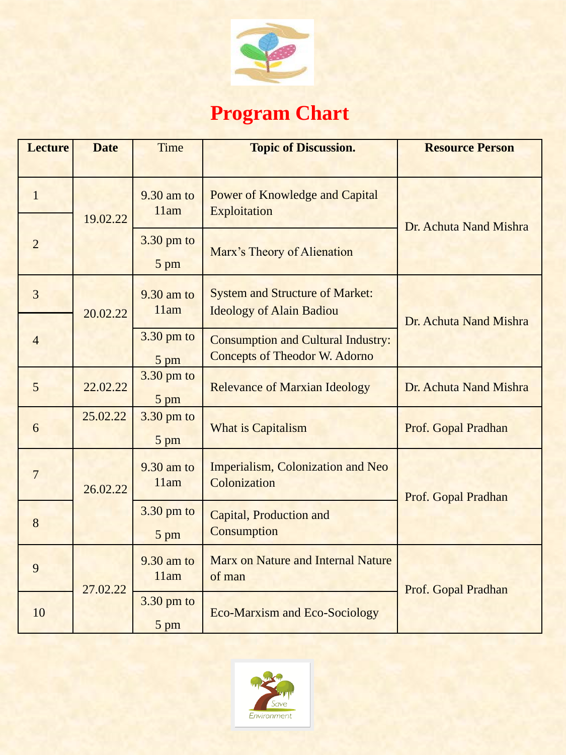# Program Chart

| Lecture | Date | Time | Topic of Discussion. | Resource Person |
|---|---|---|---|---|
| 1 | 19.02.22 | 9.30 am to 11am | Power of Knowledge and Capital Exploitation | Dr. Achuta Nand Mishra |
| 2 | | 3.30 pm to 5 pm | Marx's Theory of Alienation | |
| 3 | 20.02.22 | 9.30 am to 11am | System and Structure of Market: Ideology of Alain Badiou | Dr. Achuta Nand Mishra |
| 4 | | 3.30 pm to 5 pm | Consumption and Cultural Industry: Concepts of Theodor W. Adorno | |
| 5 | 22.02.22 | 3.30 pm to 5 pm | Relevance of Marxian Ideology | Dr. Achuta Nand Mishra |
| 6 | 25.02.22 | 3.30 pm to 5 pm | What is Capitalism | Prof. Gopal Pradhan |
| 7 | 26.02.22 | 9.30 am to 11am | Imperialism, Colonization and Neo Colonization | Prof. Gopal Pradhan |
| 8 | | 3.30 pm to 5 pm | Capital, Production and Consumption | |
| 9 | 27.02.22 | 9.30 am to 11am | Marx on Nature and Internal Nature of man | Prof. Gopal Pradhan |
| 10 | | 3.30 pm to 5 pm | Eco-Marxism and Eco-Sociology | |

Save Environment